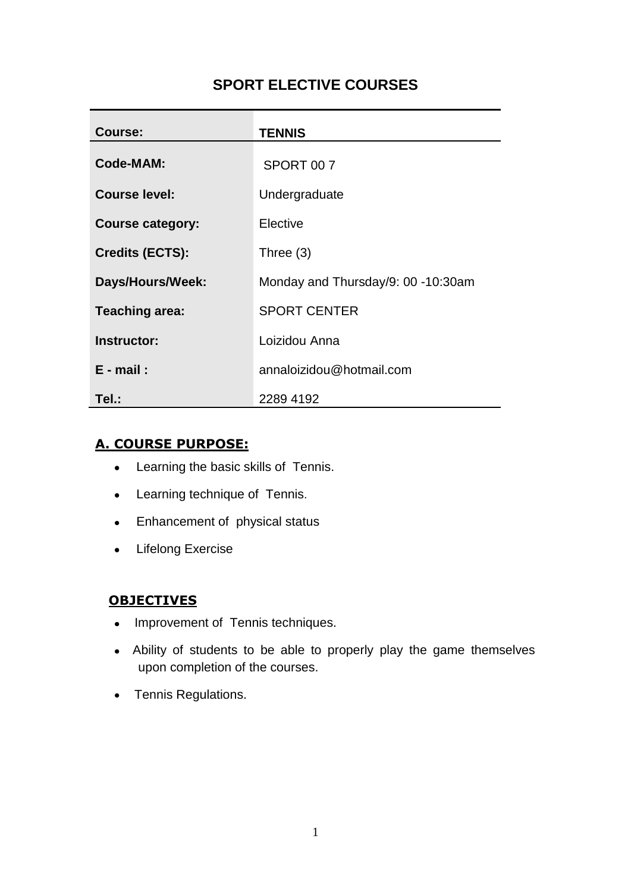# SPORT ELECTIVE COURSES

| | |
|---|---|
| **Course:** | **TENNIS** |
| **Code-MAM:** | SPORT 00 7 |
| **Course level:** | Undergraduate |
| **Course category:** | Elective |
| **Credits (ECTS):** | Three (3) |
| **Days/Hours/Week:** | Monday and Thursday/9: 00 -10:30am |
| **Teaching area:** | SPORT CENTER |
| **Instructor:** | Loizidou Anna |
| **E - mail :** | annaloizidou@hotmail.com |
| **Tel.:** | 2289 4192 |

## A. COURSE PURPOSE:

- Learning the basic skills of Tennis.
- Learning technique of Tennis.
- Enhancement of physical status
- Lifelong Exercise

## OBJECTIVES

- Improvement of Tennis techniques.
- Ability of students to be able to properly play the game themselves upon completion of the courses.
- Tennis Regulations.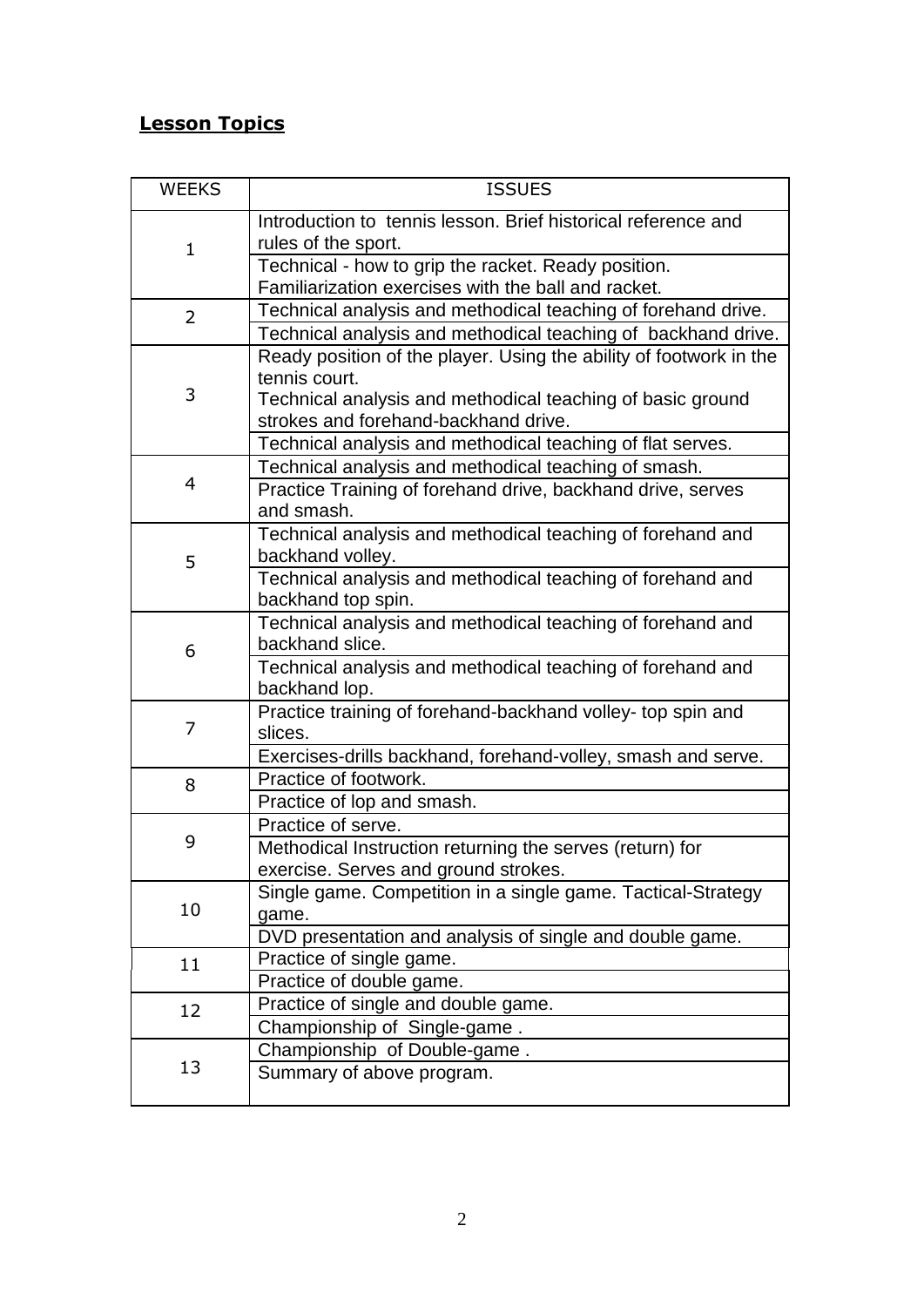## **Lesson Topics**

| WEEKS | ISSUES |
|---|---|
| 1 | Introduction to tennis lesson. Brief historical reference and rules of the sport. |
| | Technical - how to grip the racket. Ready position. Familiarization exercises with the ball and racket. |
| 2 | Technical analysis and methodical teaching of forehand drive. |
| | Technical analysis and methodical teaching of backhand drive. |
| 3 | Ready position of the player. Using the ability of footwork in the tennis court. Technical analysis and methodical teaching of basic ground strokes and forehand-backhand drive. |
| | Technical analysis and methodical teaching of flat serves. |
| 4 | Technical analysis and methodical teaching of smash. |
| | Practice Training of forehand drive, backhand drive, serves and smash. |
| 5 | Technical analysis and methodical teaching of forehand and backhand volley. |
| | Technical analysis and methodical teaching of forehand and backhand top spin. |
| 6 | Technical analysis and methodical teaching of forehand and backhand slice. |
| | Technical analysis and methodical teaching of forehand and backhand lop. |
| 7 | Practice training of forehand-backhand volley- top spin and slices. |
| | Exercises-drills backhand, forehand-volley, smash and serve. |
| 8 | Practice of footwork. |
| | Practice of lop and smash. |
| 9 | Practice of serve. |
| | Methodical Instruction returning the serves (return) for exercise. Serves and ground strokes. |
| 10 | Single game. Competition in a single game. Tactical-Strategy game. |
| | DVD presentation and analysis of single and double game. |
| 11 | Practice of single game. |
| | Practice of double game. |
| 12 | Practice of single and double game. |
| | Championship of Single-game . |
| 13 | Championship of Double-game . |
| | Summary of above program. |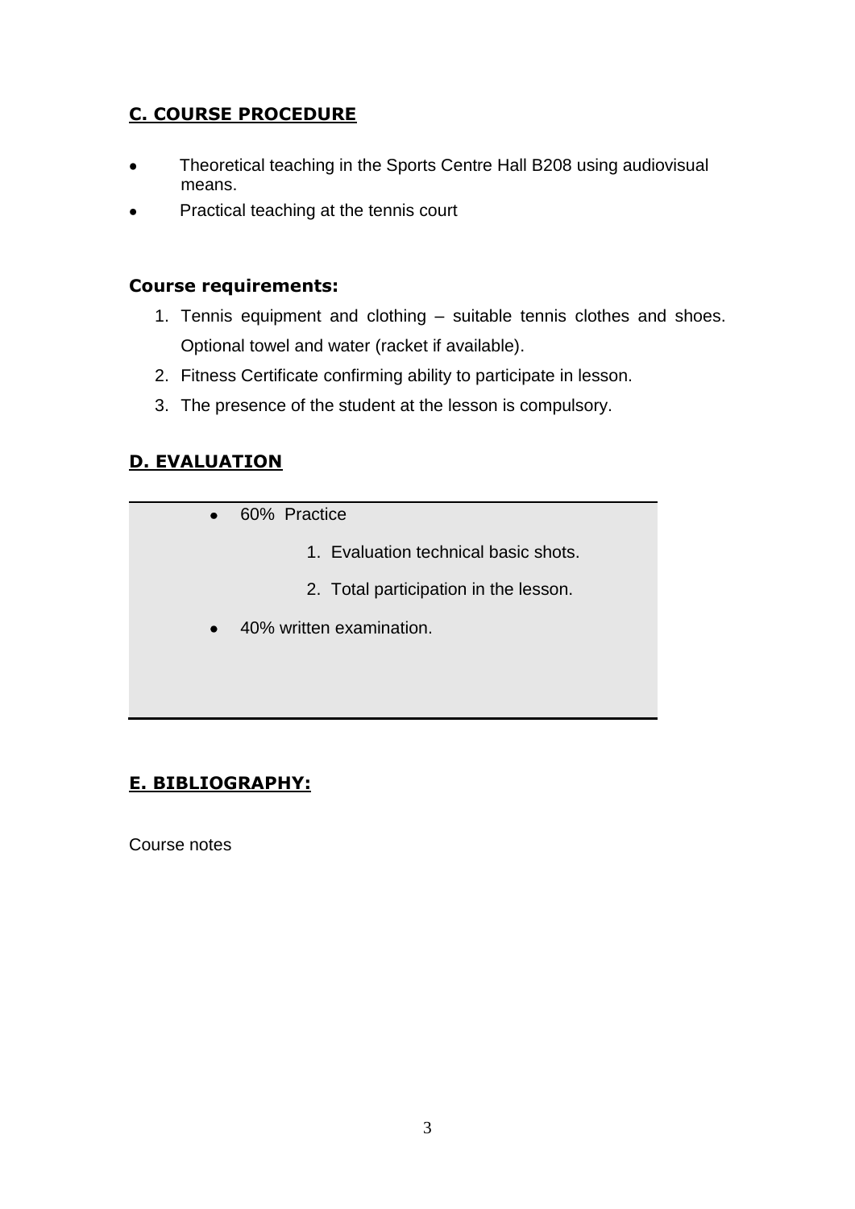## C. COURSE PROCEDURE

- Theoretical teaching in the Sports Centre Hall B208 using audiovisual means.
- Practical teaching at the tennis court

### Course requirements:

1. Tennis equipment and clothing – suitable tennis clothes and shoes. Optional towel and water (racket if available).
2. Fitness Certificate confirming ability to participate in lesson.
3. The presence of the student at the lesson is compulsory.

## D. EVALUATION

- 60% Practice
  1. Evaluation technical basic shots.
  2. Total participation in the lesson.
- 40% written examination.

## E. BIBLIOGRAPHY:

Course notes